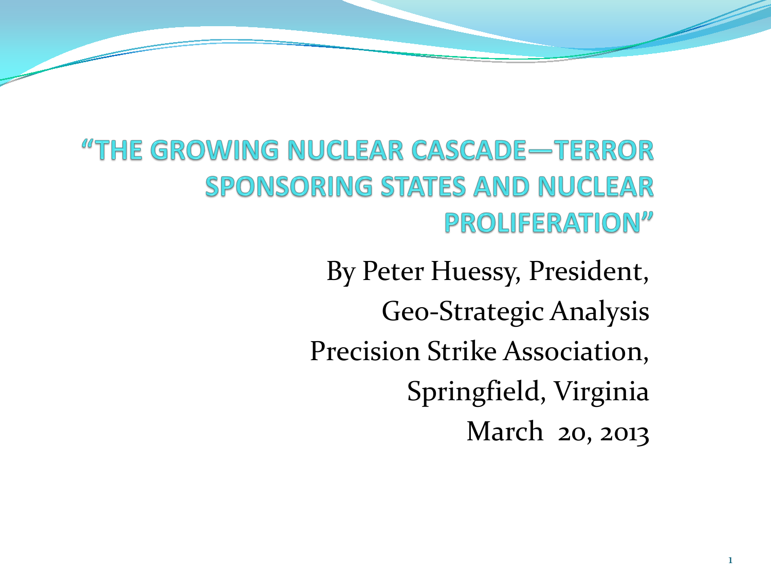# "THE GROWING NUCLEAR CASCADE—TERROR SPONSORING STATES AND NUCLEAR PROLIFERATION"

By Peter Huessy, President,
Geo-Strategic Analysis
Precision Strike Association,
Springfield, Virginia
March 20, 2013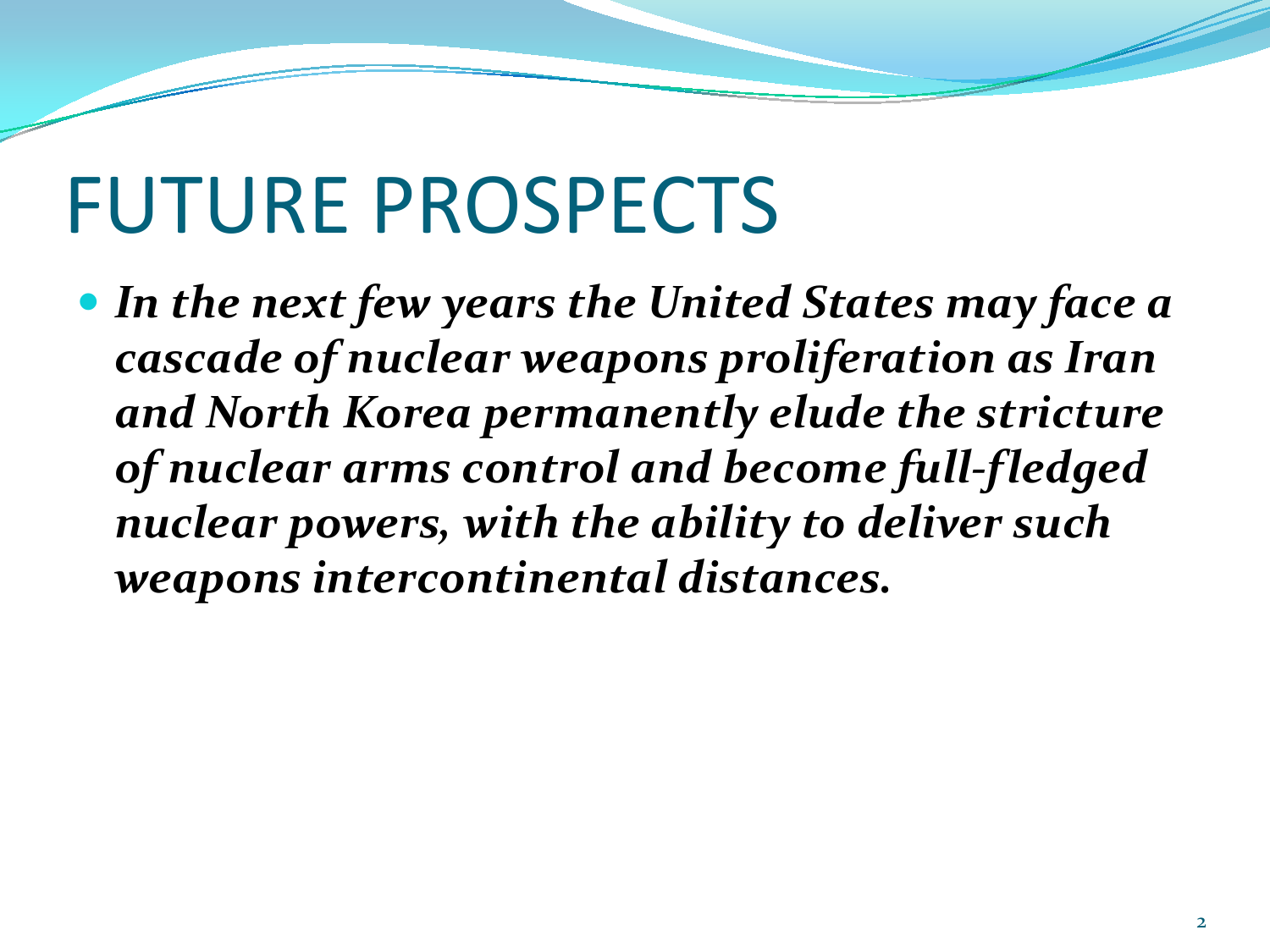# FUTURE PROSPECTS

- ***In the next few years the United States may face a cascade of nuclear weapons proliferation as Iran and North Korea permanently elude the stricture of nuclear arms control and become full-fledged nuclear powers, with the ability to deliver such weapons intercontinental distances.***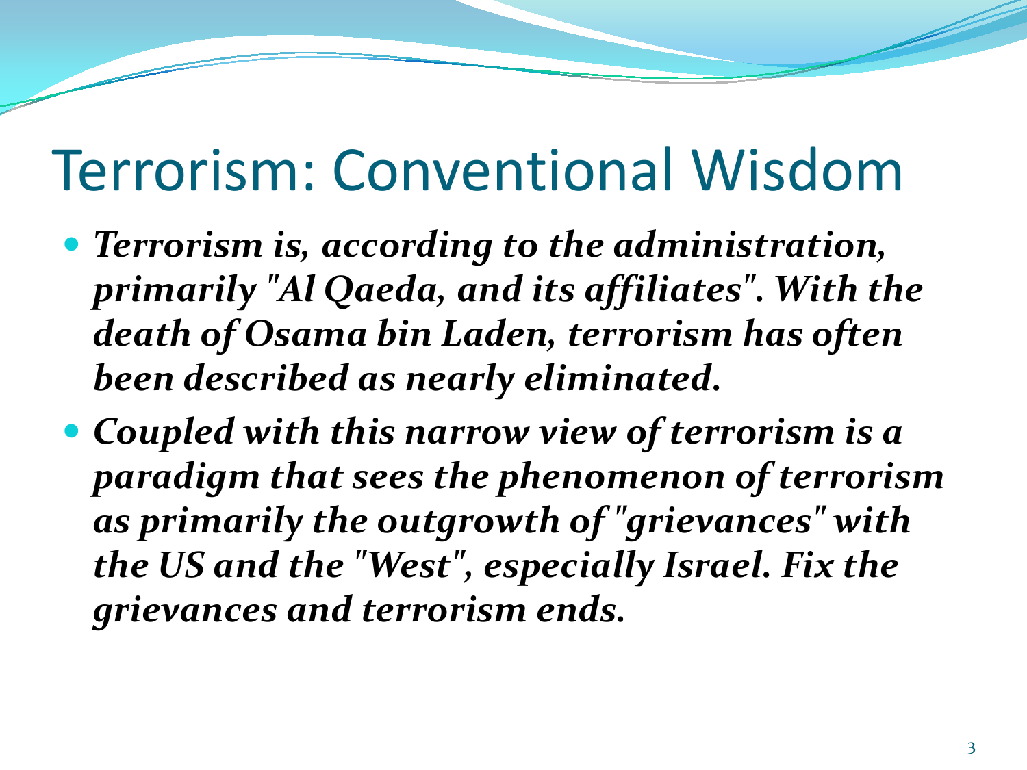# Terrorism: Conventional Wisdom

- ***Terrorism is, according to the administration, primarily "Al Qaeda, and its affiliates". With the death of Osama bin Laden, terrorism has often been described as nearly eliminated.***
- ***Coupled with this narrow view of terrorism is a paradigm that sees the phenomenon of terrorism as primarily the outgrowth of "grievances" with the US and the "West", especially Israel. Fix the grievances and terrorism ends.***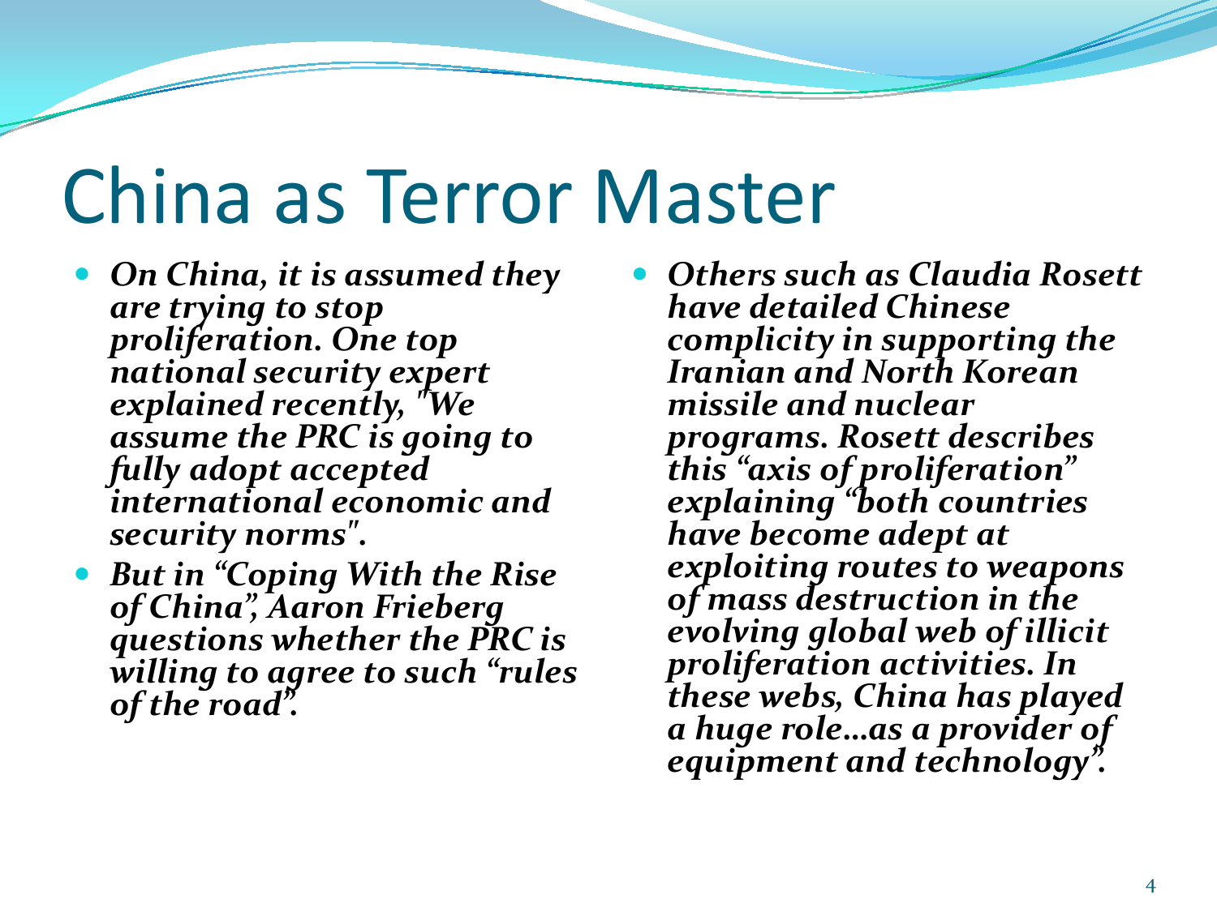# China as Terror Master

- *On China, it is assumed they are trying to stop proliferation. One top national security expert explained recently, "We assume the PRC is going to fully adopt accepted international economic and security norms".*
- *But in "Coping With the Rise of China", Aaron Frieberg questions whether the PRC is willing to agree to such "rules of the road".*
- *Others such as Claudia Rosett have detailed Chinese complicity in supporting the Iranian and North Korean missile and nuclear programs. Rosett describes this "axis of proliferation" explaining "both countries have become adept at exploiting routes to weapons of mass destruction in the evolving global web of illicit proliferation activities. In these webs, China has played a huge role…as a provider of equipment and technology".*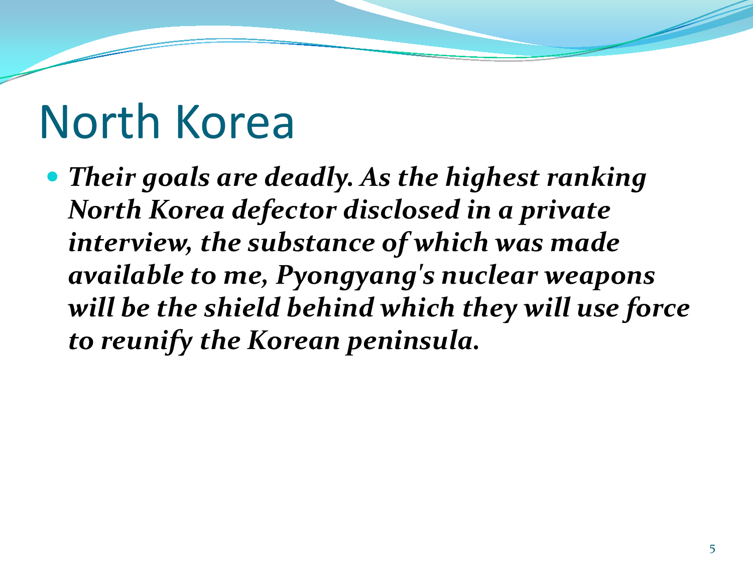# North Korea

- ***Their goals are deadly. As the highest ranking North Korea defector disclosed in a private interview, the substance of which was made available to me, Pyongyang's nuclear weapons will be the shield behind which they will use force to reunify the Korean peninsula.***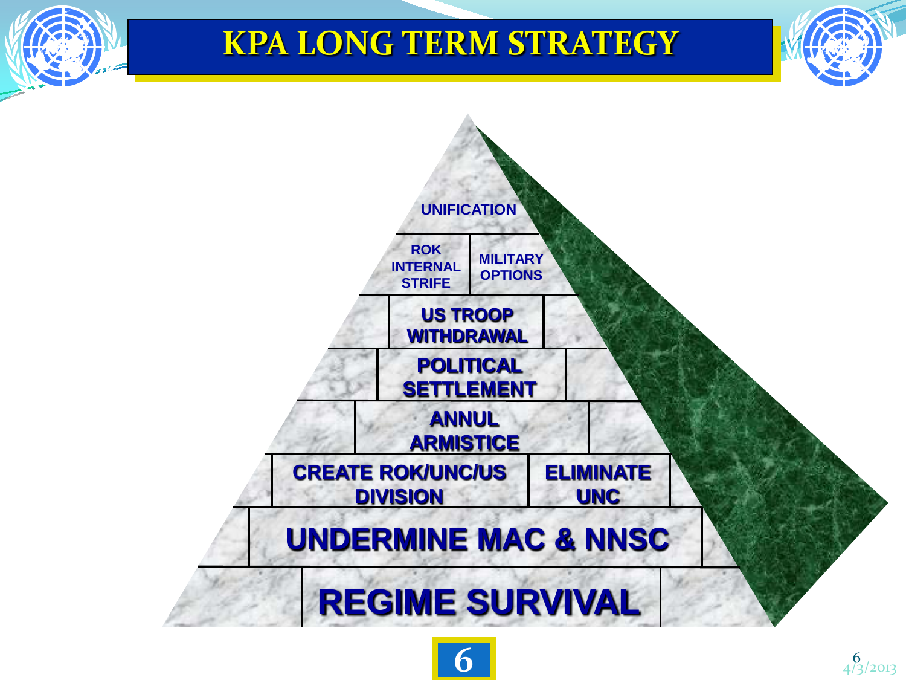# KPA LONG TERM STRATEGY

- UNIFICATION
- ROK INTERNAL STRIFE | MILITARY OPTIONS
- US TROOP WITHDRAWAL
- POLITICAL SETTLEMENT
- ANNUL ARMISTICE
- CREATE ROK/UNC/US DIVISION | ELIMINATE UNC
- UNDERMINE MAC & NNSC
- REGIME SURVIVAL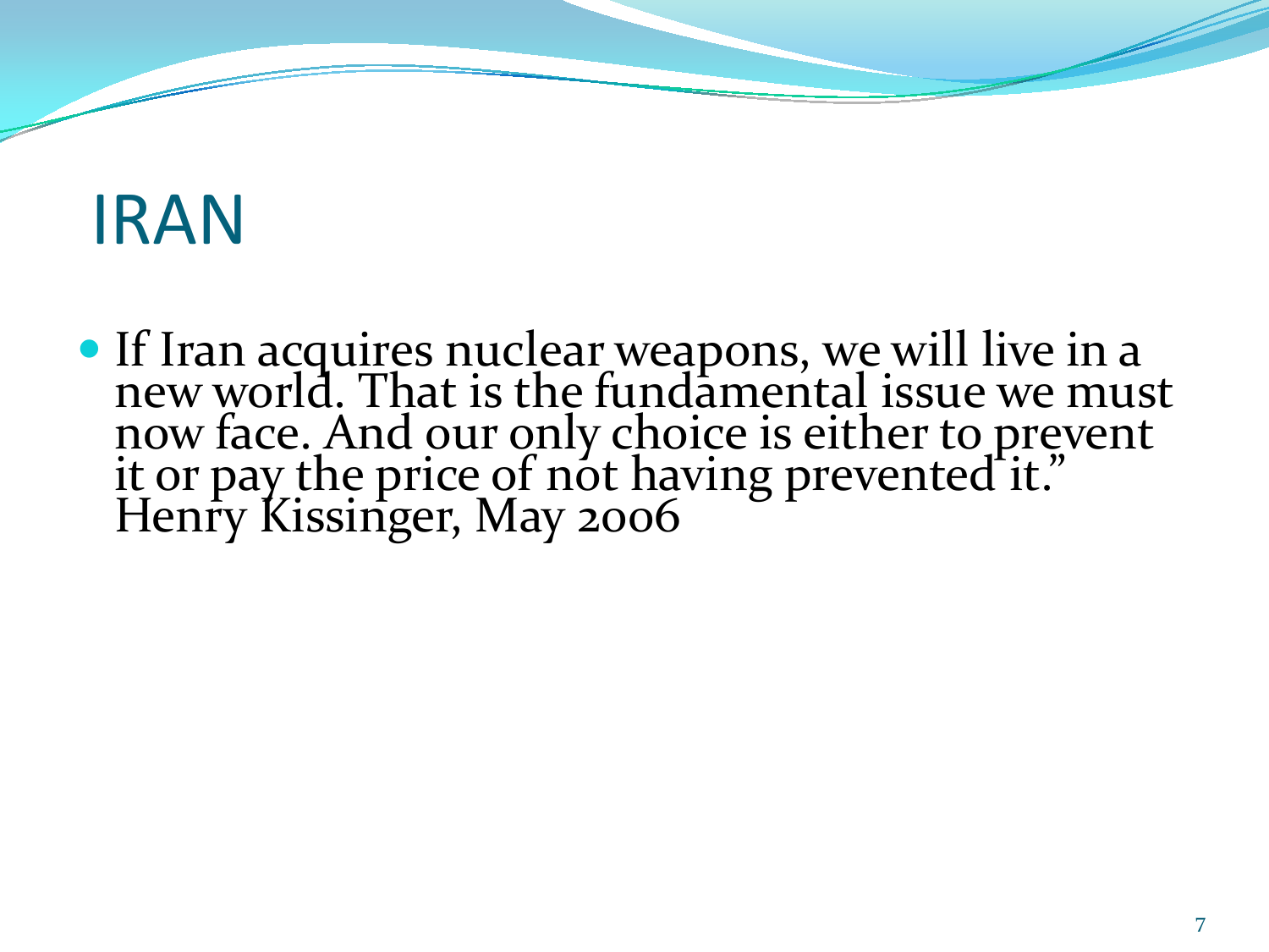# IRAN

- If Iran acquires nuclear weapons, we will live in a new world. That is the fundamental issue we must now face. And our only choice is either to prevent it or pay the price of not having prevented it." Henry Kissinger, May 2006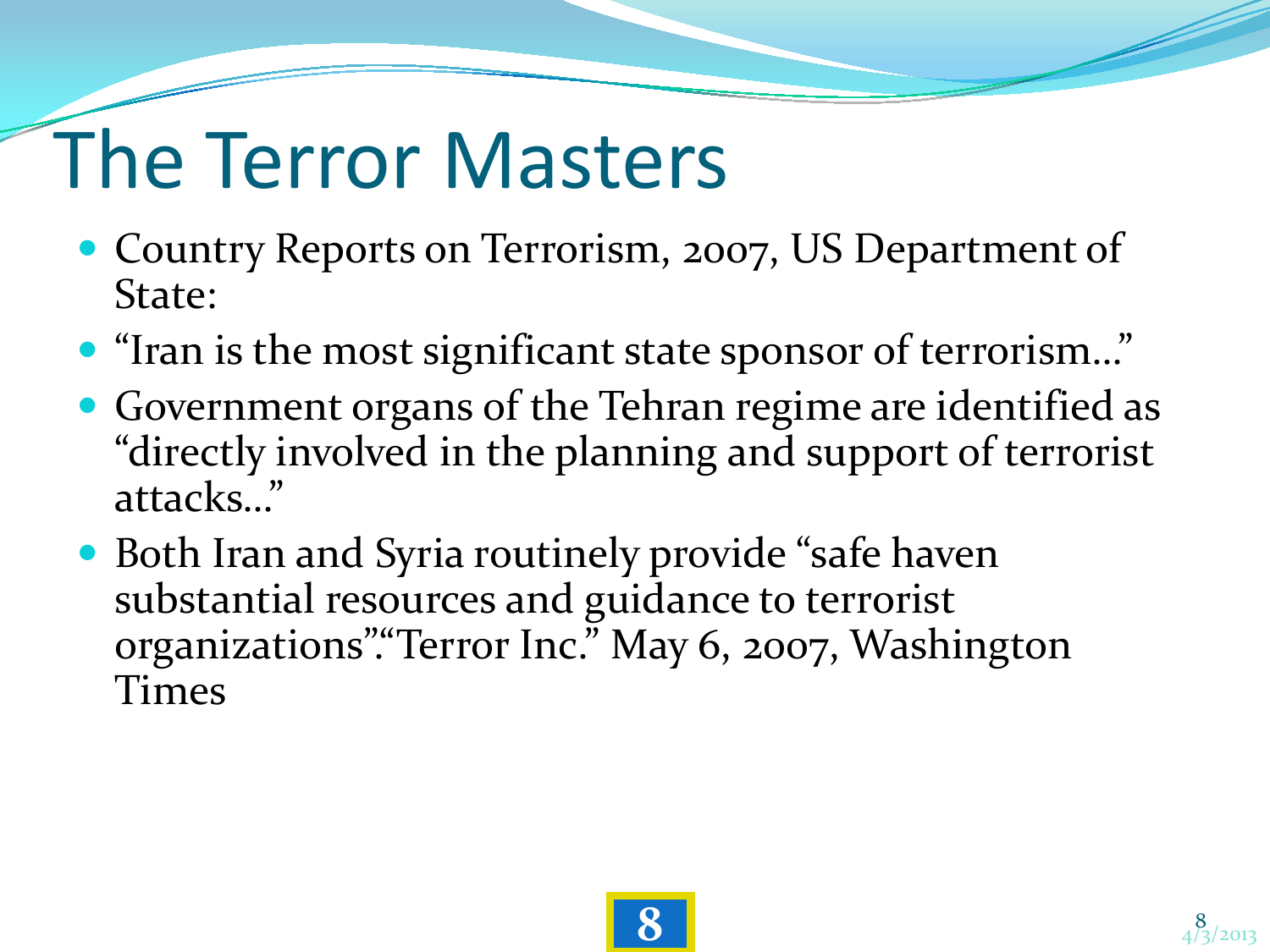# The Terror Masters

- Country Reports on Terrorism, 2007, US Department of State:
- "Iran is the most significant state sponsor of terrorism…"
- Government organs of the Tehran regime are identified as "directly involved in the planning and support of terrorist attacks…"
- Both Iran and Syria routinely provide "safe haven substantial resources and guidance to terrorist organizations"."Terror Inc." May 6, 2007, Washington Times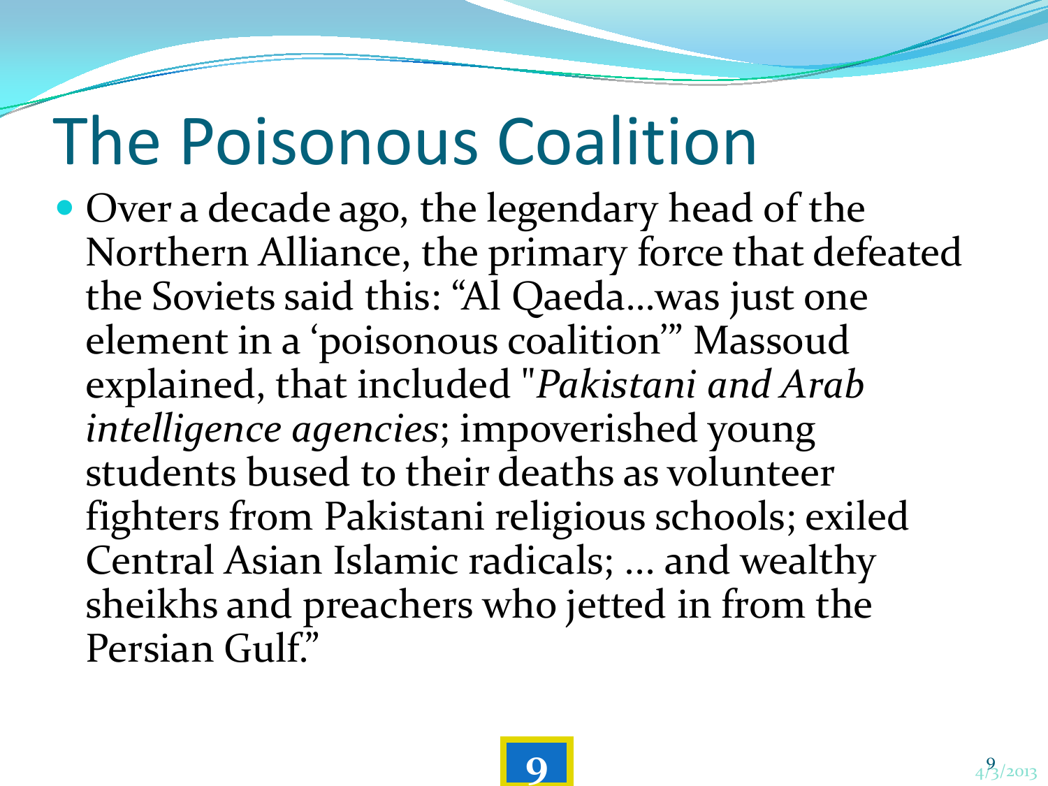# The Poisonous Coalition

- Over a decade ago, the legendary head of the Northern Alliance, the primary force that defeated the Soviets said this: "Al Qaeda…was just one element in a 'poisonous coalition'" Massoud explained, that included "*Pakistani and Arab intelligence agencies*; impoverished young students bused to their deaths as volunteer fighters from Pakistani religious schools; exiled Central Asian Islamic radicals; … and wealthy sheikhs and preachers who jetted in from the Persian Gulf."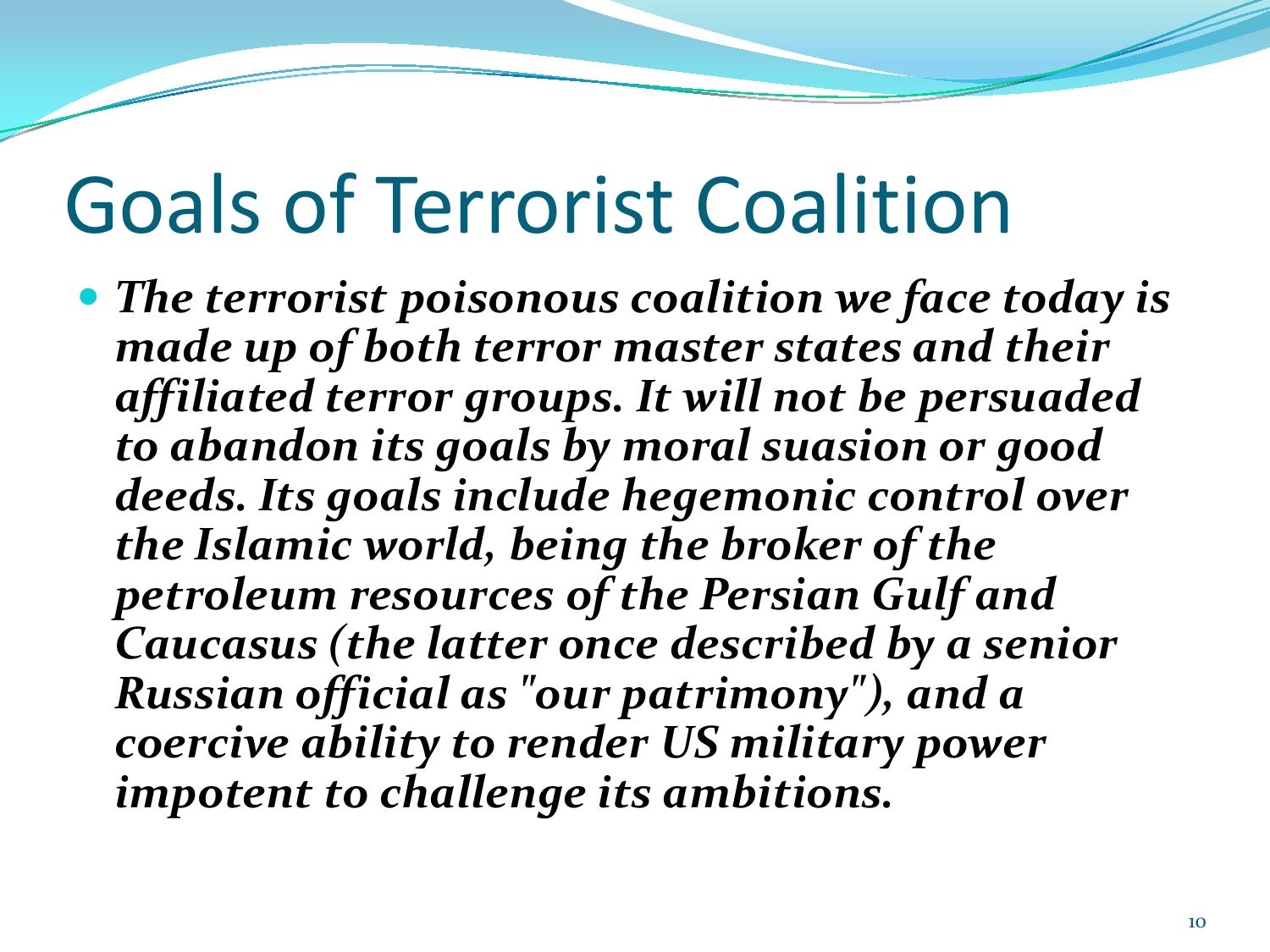# Goals of Terrorist Coalition

- ***The terrorist poisonous coalition we face today is made up of both terror master states and their affiliated terror groups. It will not be persuaded to abandon its goals by moral suasion or good deeds. Its goals include hegemonic control over the Islamic world, being the broker of the petroleum resources of the Persian Gulf and Caucasus (the latter once described by a senior Russian official as "our patrimony"), and a coercive ability to render US military power impotent to challenge its ambitions.***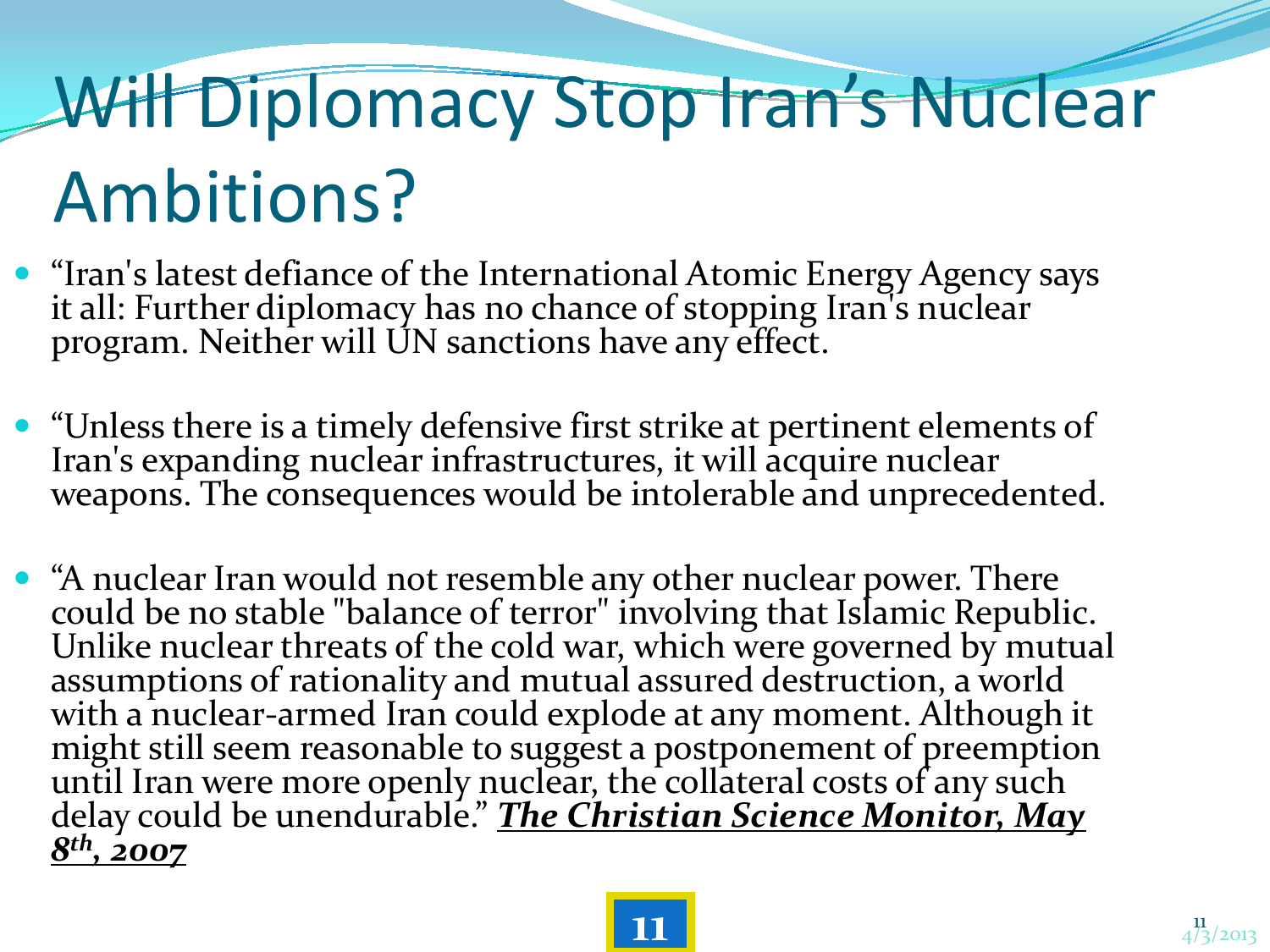# Will Diplomacy Stop Iran's Nuclear Ambitions?

- "Iran's latest defiance of the International Atomic Energy Agency says it all: Further diplomacy has no chance of stopping Iran's nuclear program. Neither will UN sanctions have any effect.

- "Unless there is a timely defensive first strike at pertinent elements of Iran's expanding nuclear infrastructures, it will acquire nuclear weapons. The consequences would be intolerable and unprecedented.

- "A nuclear Iran would not resemble any other nuclear power. There could be no stable "balance of terror" involving that Islamic Republic. Unlike nuclear threats of the cold war, which were governed by mutual assumptions of rationality and mutual assured destruction, a world with a nuclear-armed Iran could explode at any moment. Although it might still seem reasonable to suggest a postponement of preemption until Iran were more openly nuclear, the collateral costs of any such delay could be unendurable." ***The Christian Science Monitor, May 8th, 2007***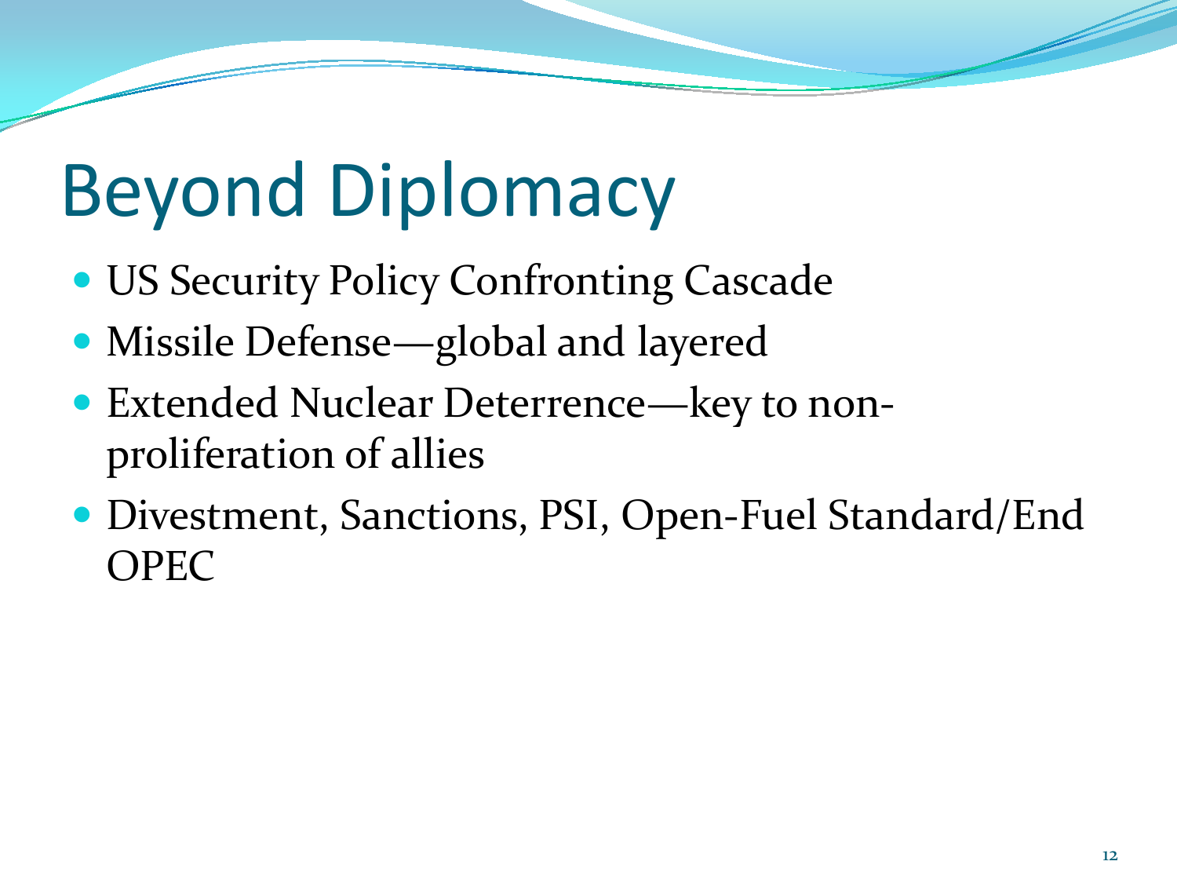# Beyond Diplomacy

- US Security Policy Confronting Cascade
- Missile Defense—global and layered
- Extended Nuclear Deterrence—key to non-proliferation of allies
- Divestment, Sanctions, PSI, Open-Fuel Standard/End OPEC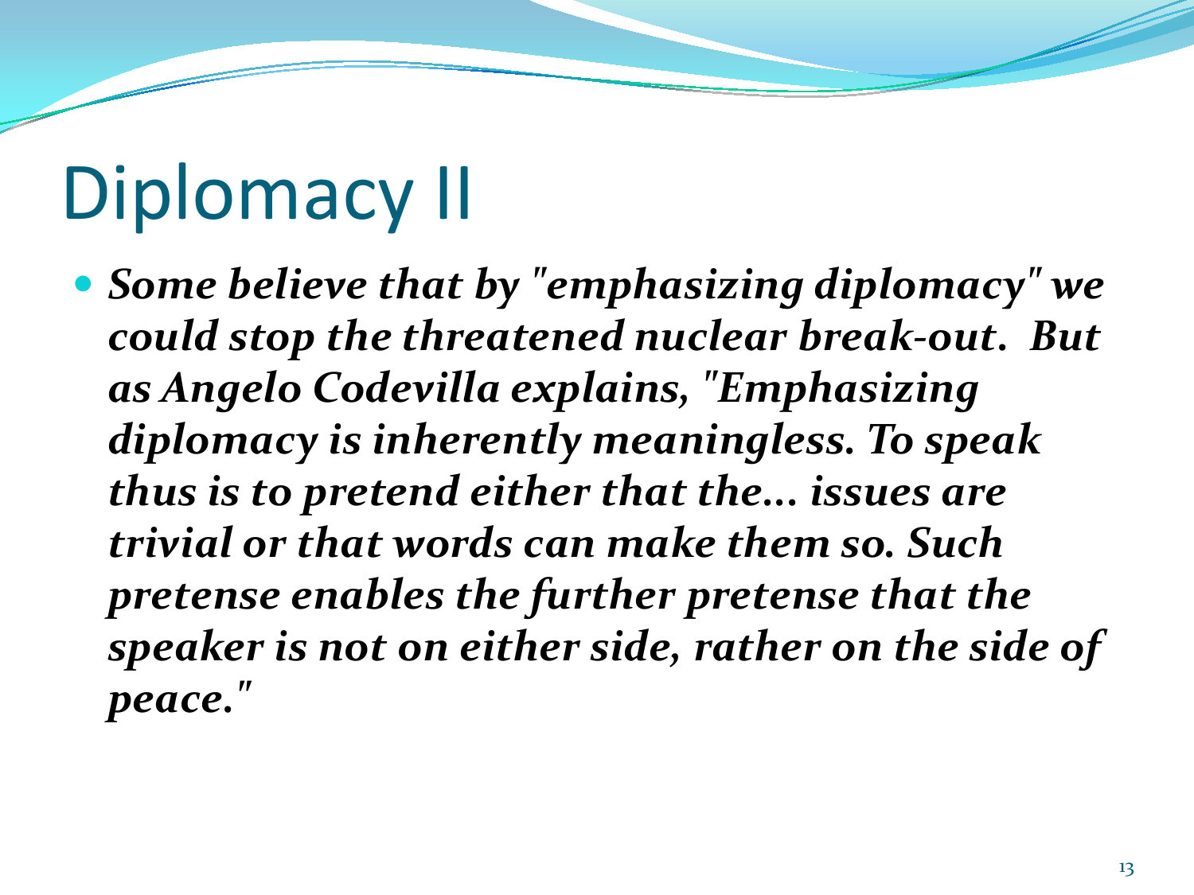# Diplomacy II

- ***Some believe that by "emphasizing diplomacy" we could stop the threatened nuclear break-out. But as Angelo Codevilla explains, "Emphasizing diplomacy is inherently meaningless. To speak thus is to pretend either that the… issues are trivial or that words can make them so. Such pretense enables the further pretense that the speaker is not on either side, rather on the side of peace."***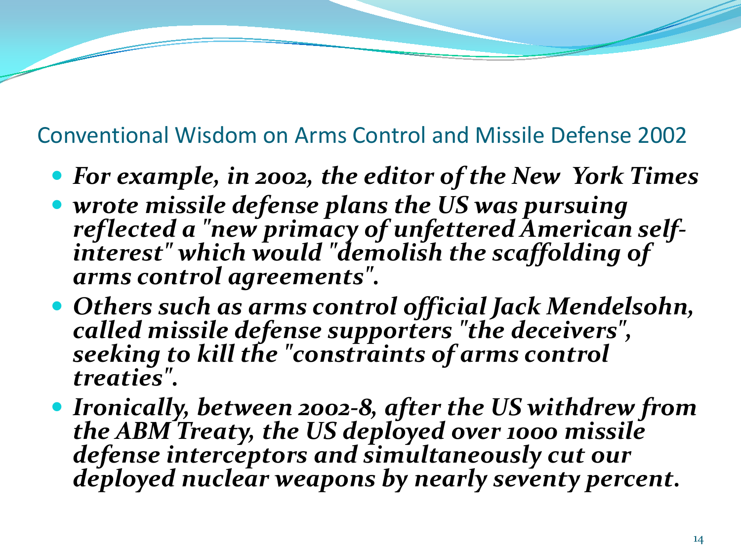## Conventional Wisdom on Arms Control and Missile Defense 2002

- ***For example, in 2002, the editor of the New York Times***
- ***wrote missile defense plans the US was pursuing reflected a "new primacy of unfettered American self-interest" which would "demolish the scaffolding of arms control agreements".***
- ***Others such as arms control official Jack Mendelsohn, called missile defense supporters "the deceivers", seeking to kill the "constraints of arms control treaties".***
- ***Ironically, between 2002-8, after the US withdrew from the ABM Treaty, the US deployed over 1000 missile defense interceptors and simultaneously cut our deployed nuclear weapons by nearly seventy percent.***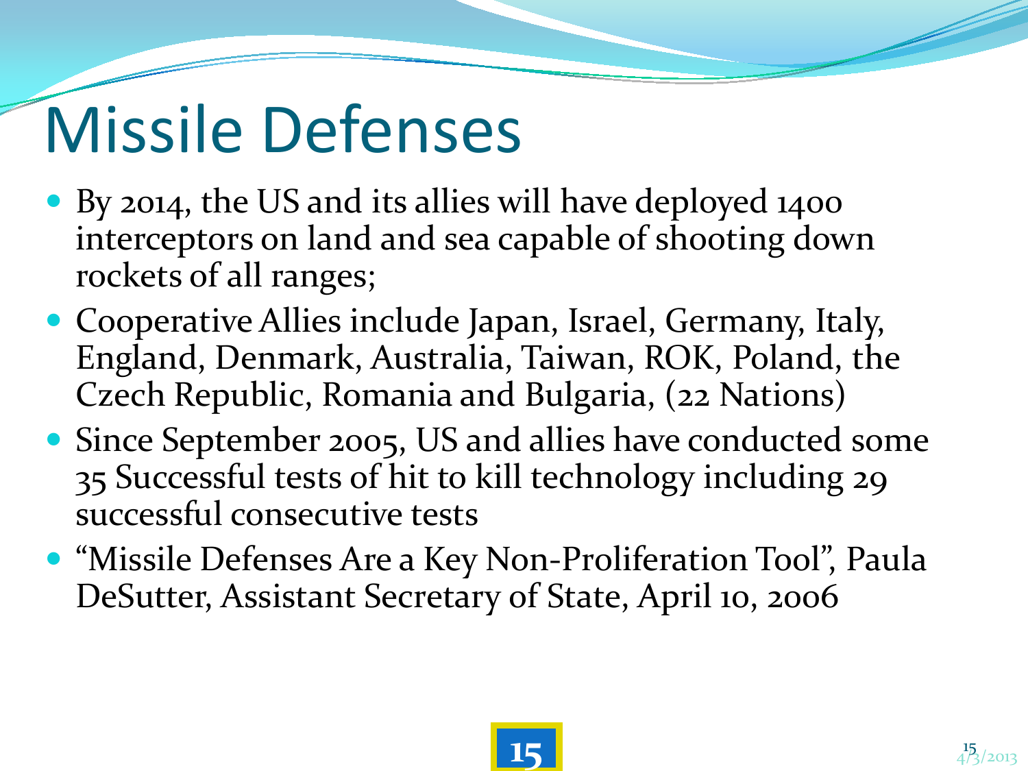# Missile Defenses

- By 2014, the US and its allies will have deployed 1400 interceptors on land and sea capable of shooting down rockets of all ranges;
- Cooperative Allies include Japan, Israel, Germany, Italy, England, Denmark, Australia, Taiwan, ROK, Poland, the Czech Republic, Romania and Bulgaria, (22 Nations)
- Since September 2005, US and allies have conducted some 35 Successful tests of hit to kill technology including 29 successful consecutive tests
- "Missile Defenses Are a Key Non-Proliferation Tool", Paula DeSutter, Assistant Secretary of State, April 10, 2006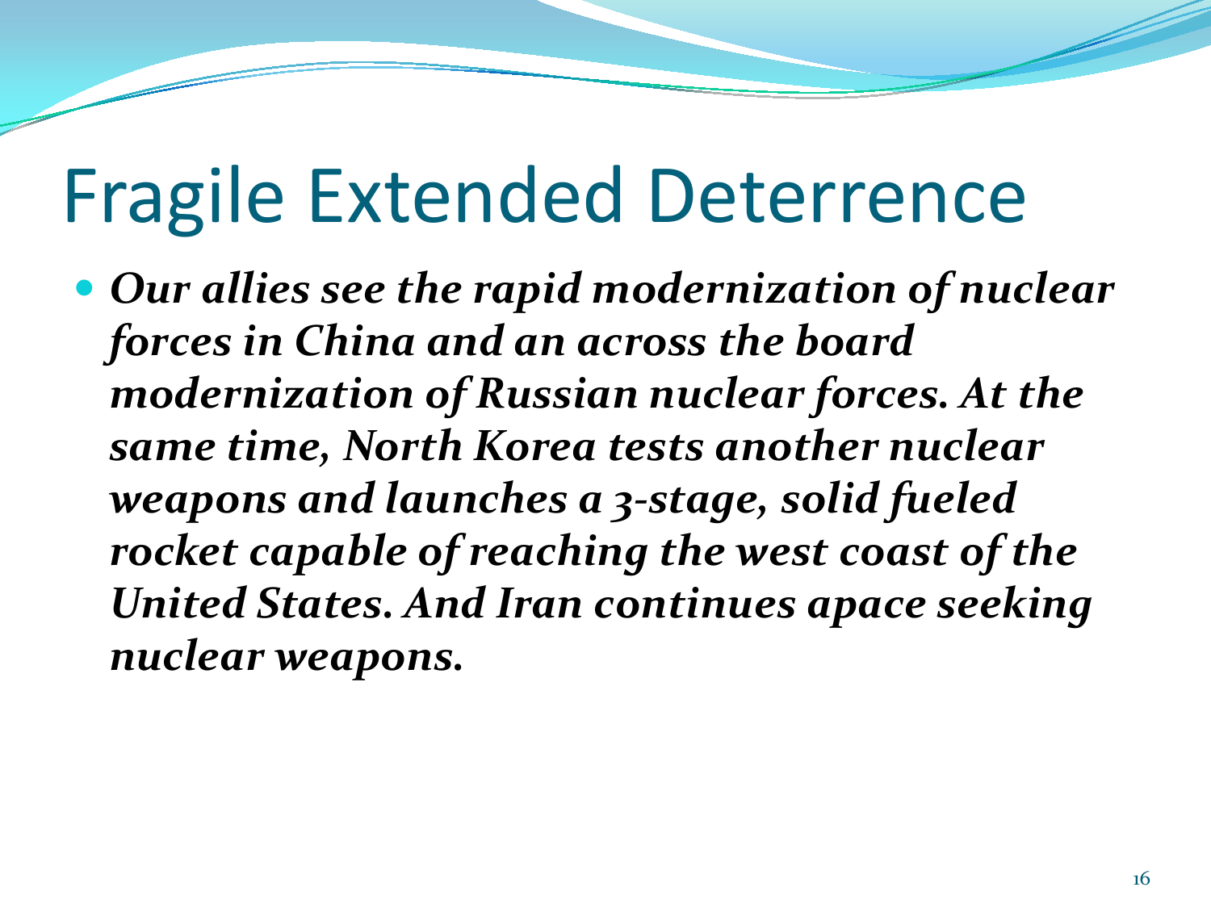# Fragile Extended Deterrence

- ***Our allies see the rapid modernization of nuclear forces in China and an across the board modernization of Russian nuclear forces. At the same time, North Korea tests another nuclear weapons and launches a 3-stage, solid fueled rocket capable of reaching the west coast of the United States. And Iran continues apace seeking nuclear weapons.***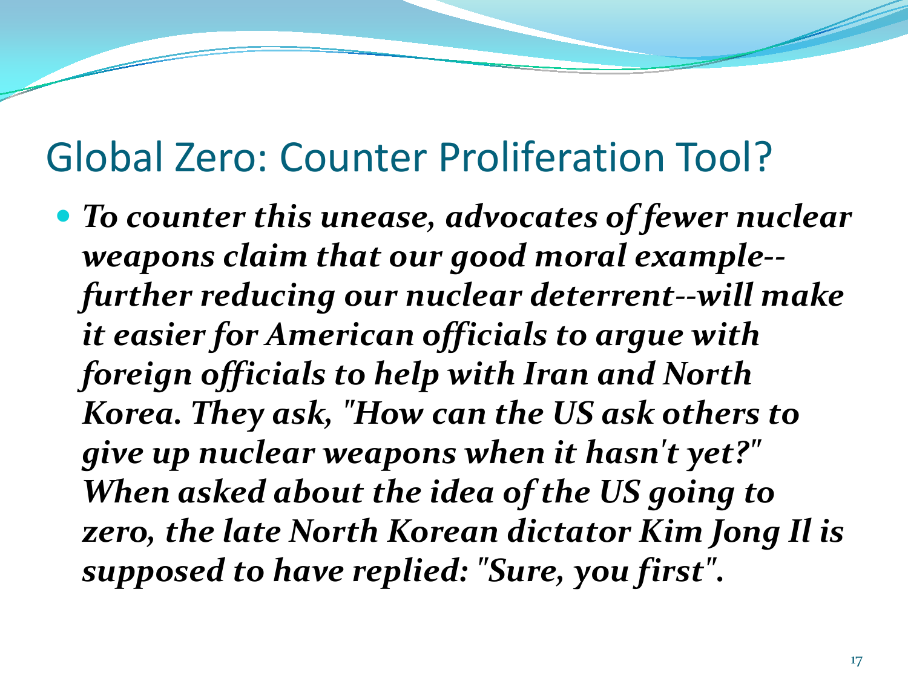# Global Zero: Counter Proliferation Tool?

- ***To counter this unease, advocates of fewer nuclear weapons claim that our good moral example--further reducing our nuclear deterrent--will make it easier for American officials to argue with foreign officials to help with Iran and North Korea. They ask, "How can the US ask others to give up nuclear weapons when it hasn't yet?" When asked about the idea of the US going to zero, the late North Korean dictator Kim Jong Il is supposed to have replied: "Sure, you first".***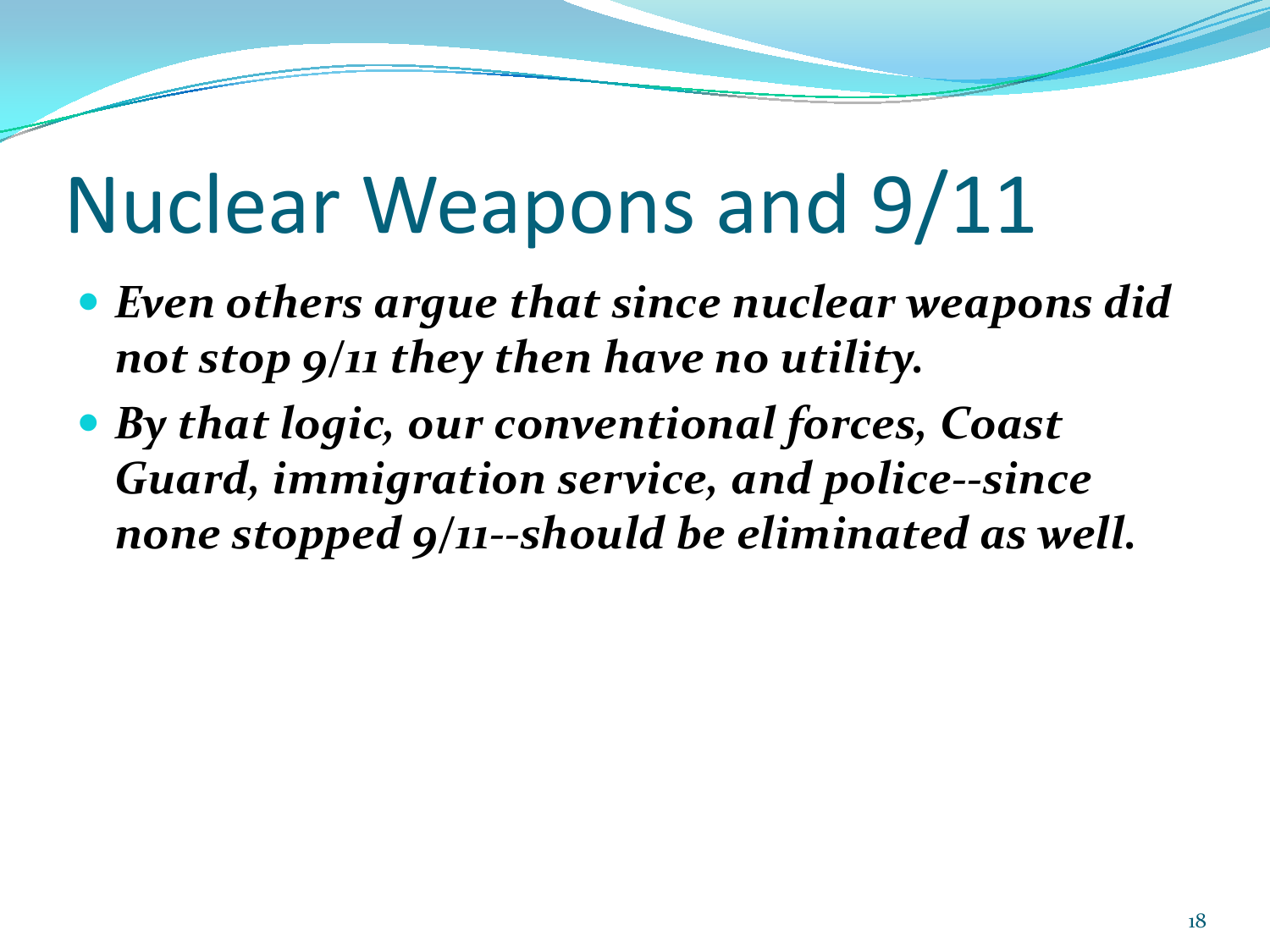# Nuclear Weapons and 9/11

- ***Even others argue that since nuclear weapons did not stop 9/11 they then have no utility.***
- ***By that logic, our conventional forces, Coast Guard, immigration service, and police--since none stopped 9/11--should be eliminated as well.***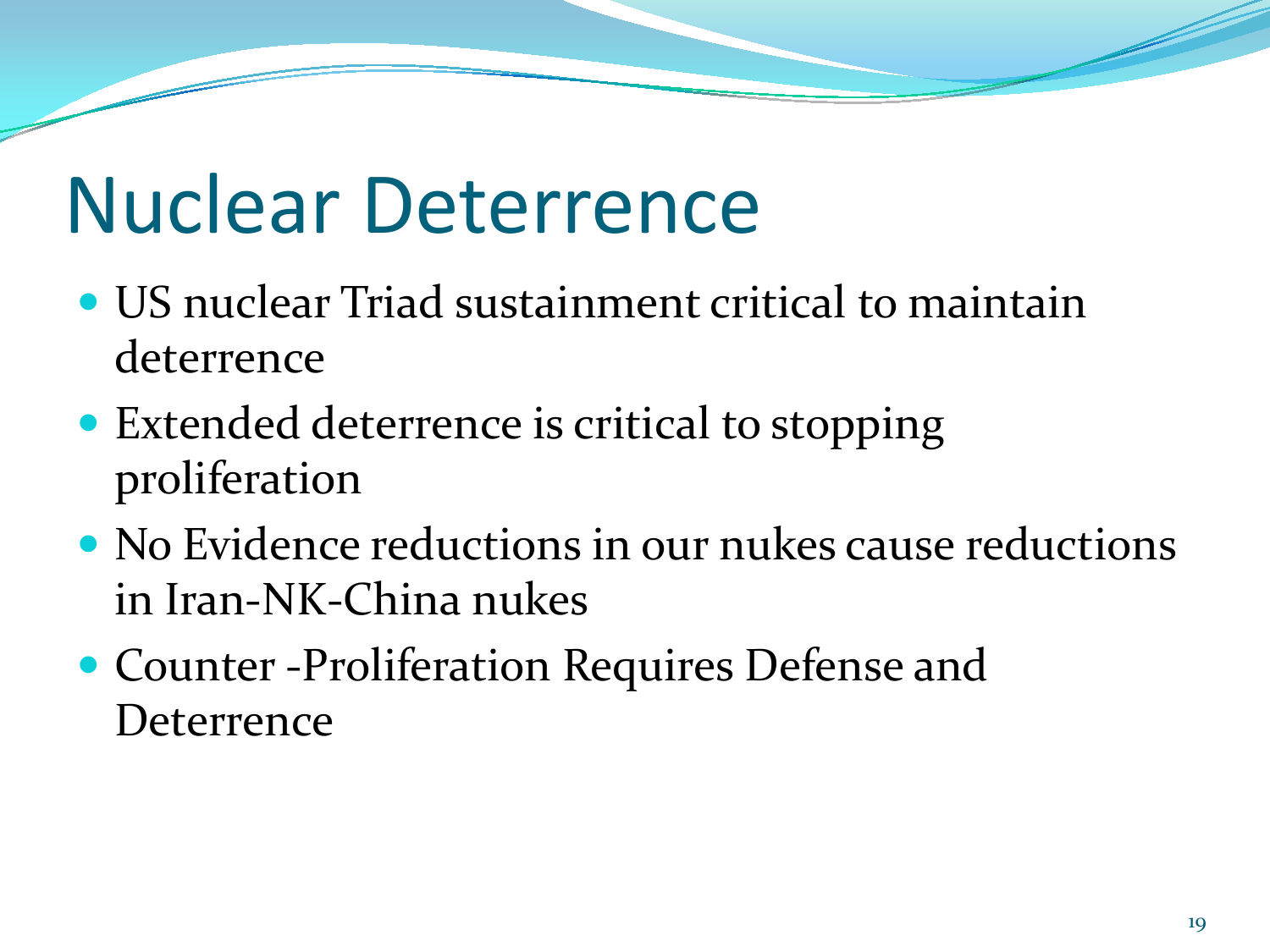# Nuclear Deterrence

- US nuclear Triad sustainment critical to maintain deterrence
- Extended deterrence is critical to stopping proliferation
- No Evidence reductions in our nukes cause reductions in Iran-NK-China nukes
- Counter -Proliferation Requires Defense and Deterrence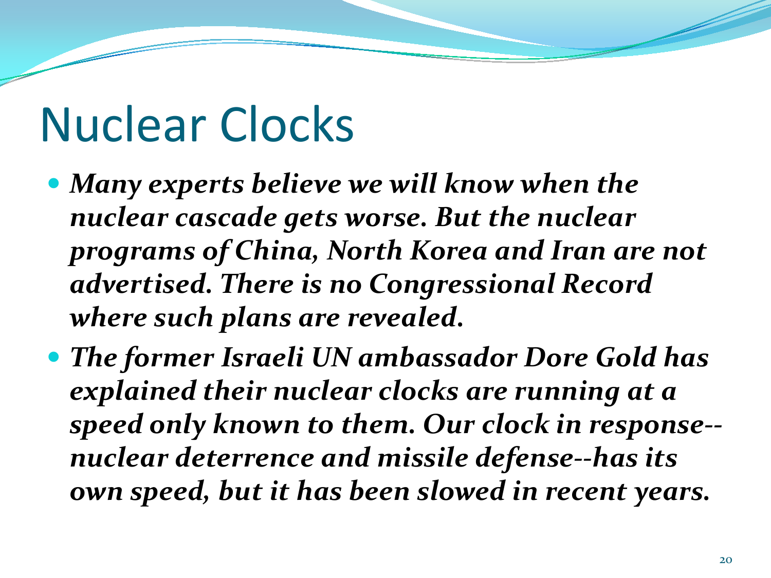# Nuclear Clocks

- ***Many experts believe we will know when the nuclear cascade gets worse. But the nuclear programs of China, North Korea and Iran are not advertised. There is no Congressional Record where such plans are revealed.***
- ***The former Israeli UN ambassador Dore Gold has explained their nuclear clocks are running at a speed only known to them. Our clock in response--nuclear deterrence and missile defense--has its own speed, but it has been slowed in recent years.***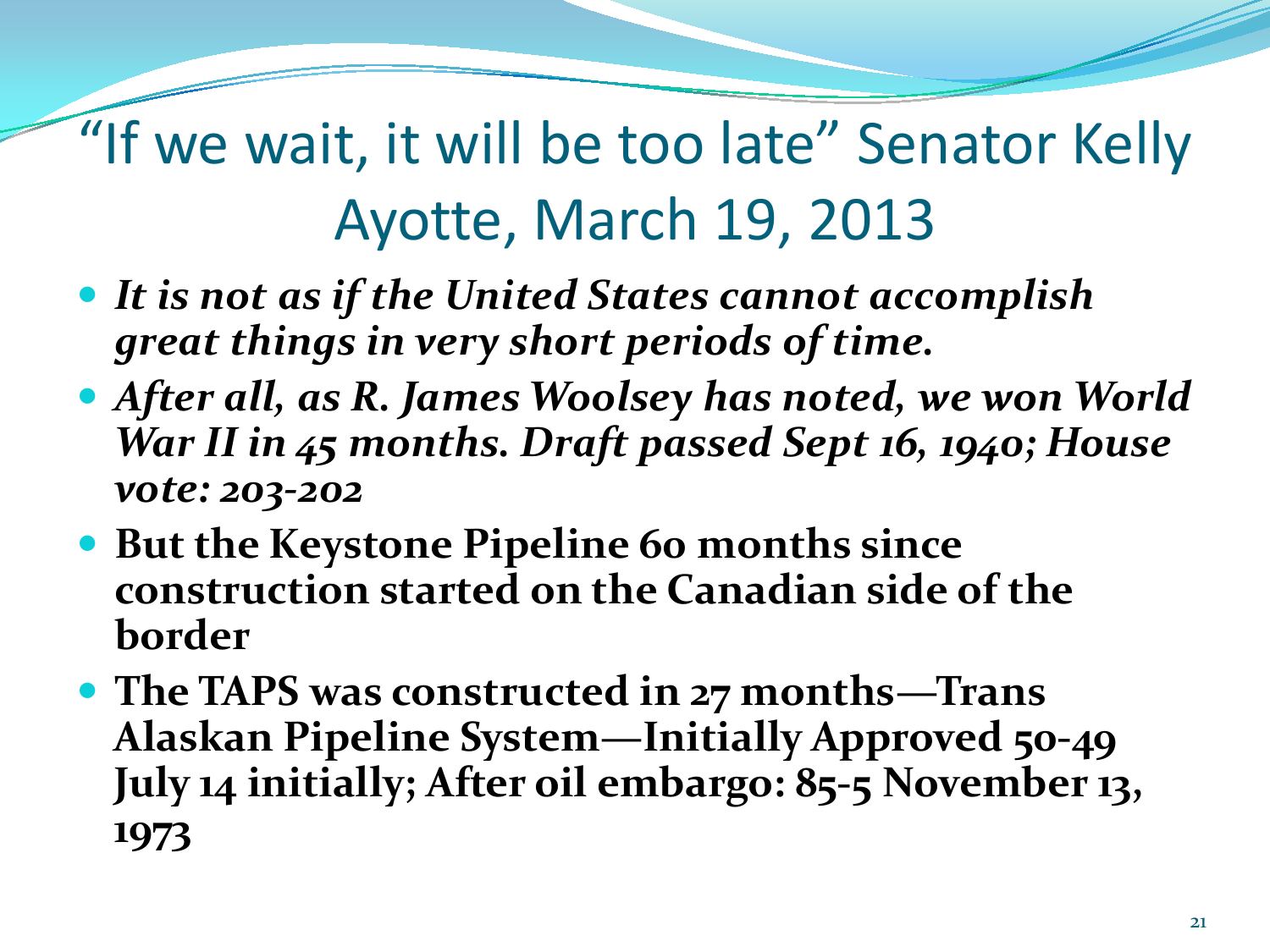# "If we wait, it will be too late" Senator Kelly Ayotte, March 19, 2013

- ***It is not as if the United States cannot accomplish great things in very short periods of time.***
- ***After all, as R. James Woolsey has noted, we won World War II in 45 months. Draft passed Sept 16, 1940; House vote: 203-202***
- **But the Keystone Pipeline 60 months since construction started on the Canadian side of the border**
- **The TAPS was constructed in 27 months—Trans Alaskan Pipeline System—Initially Approved 50-49 July 14 initially; After oil embargo: 85-5 November 13, 1973**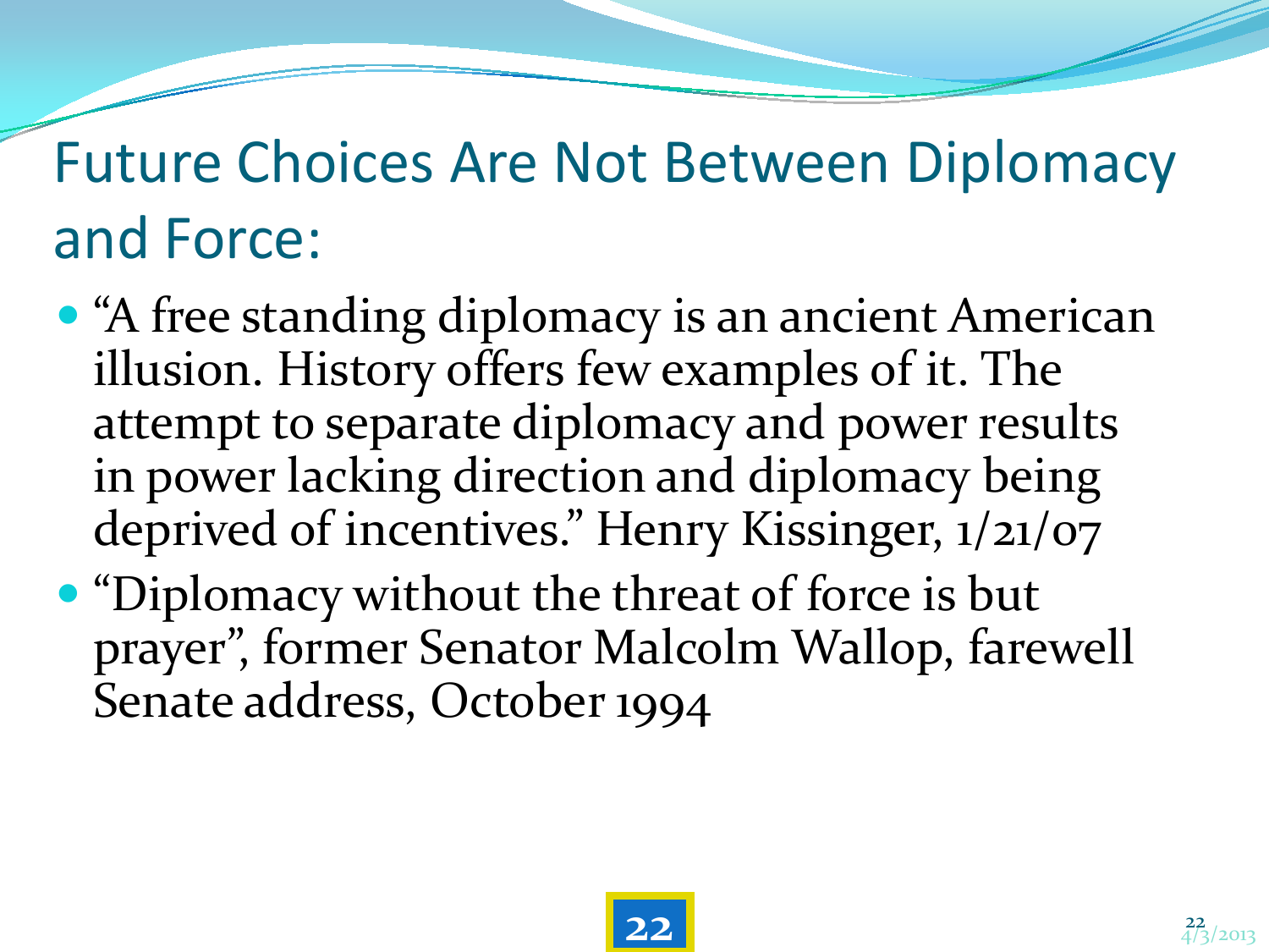# Future Choices Are Not Between Diplomacy and Force:

- "A free standing diplomacy is an ancient American illusion. History offers few examples of it. The attempt to separate diplomacy and power results in power lacking direction and diplomacy being deprived of incentives." Henry Kissinger, 1/21/07
- "Diplomacy without the threat of force is but prayer", former Senator Malcolm Wallop, farewell Senate address, October 1994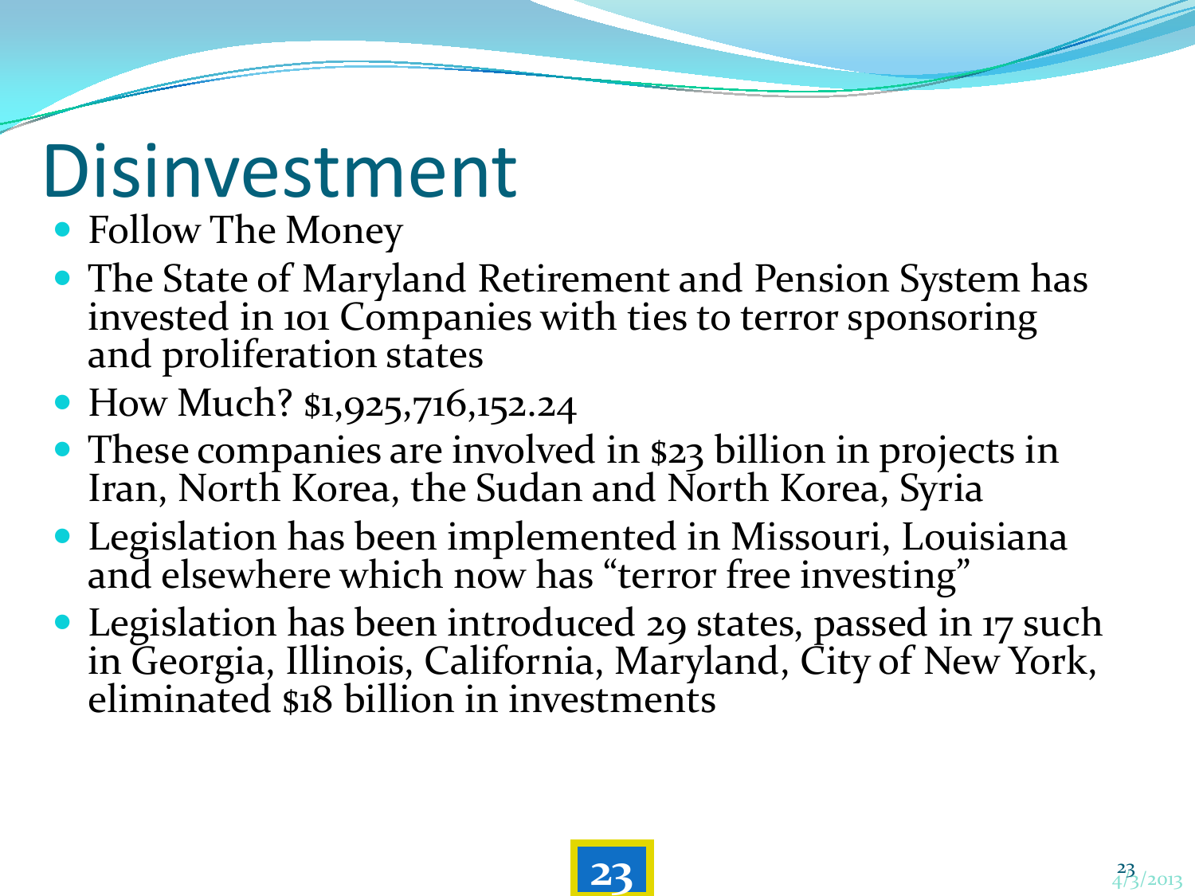# Disinvestment

- Follow The Money
- The State of Maryland Retirement and Pension System has invested in 101 Companies with ties to terror sponsoring and proliferation states
- How Much? $1,925,716,152.24
- These companies are involved in $23 billion in projects in Iran, North Korea, the Sudan and North Korea, Syria
- Legislation has been implemented in Missouri, Louisiana and elsewhere which now has "terror free investing"
- Legislation has been introduced 29 states, passed in 17 such in Georgia, Illinois, California, Maryland, City of New York, eliminated $18 billion in investments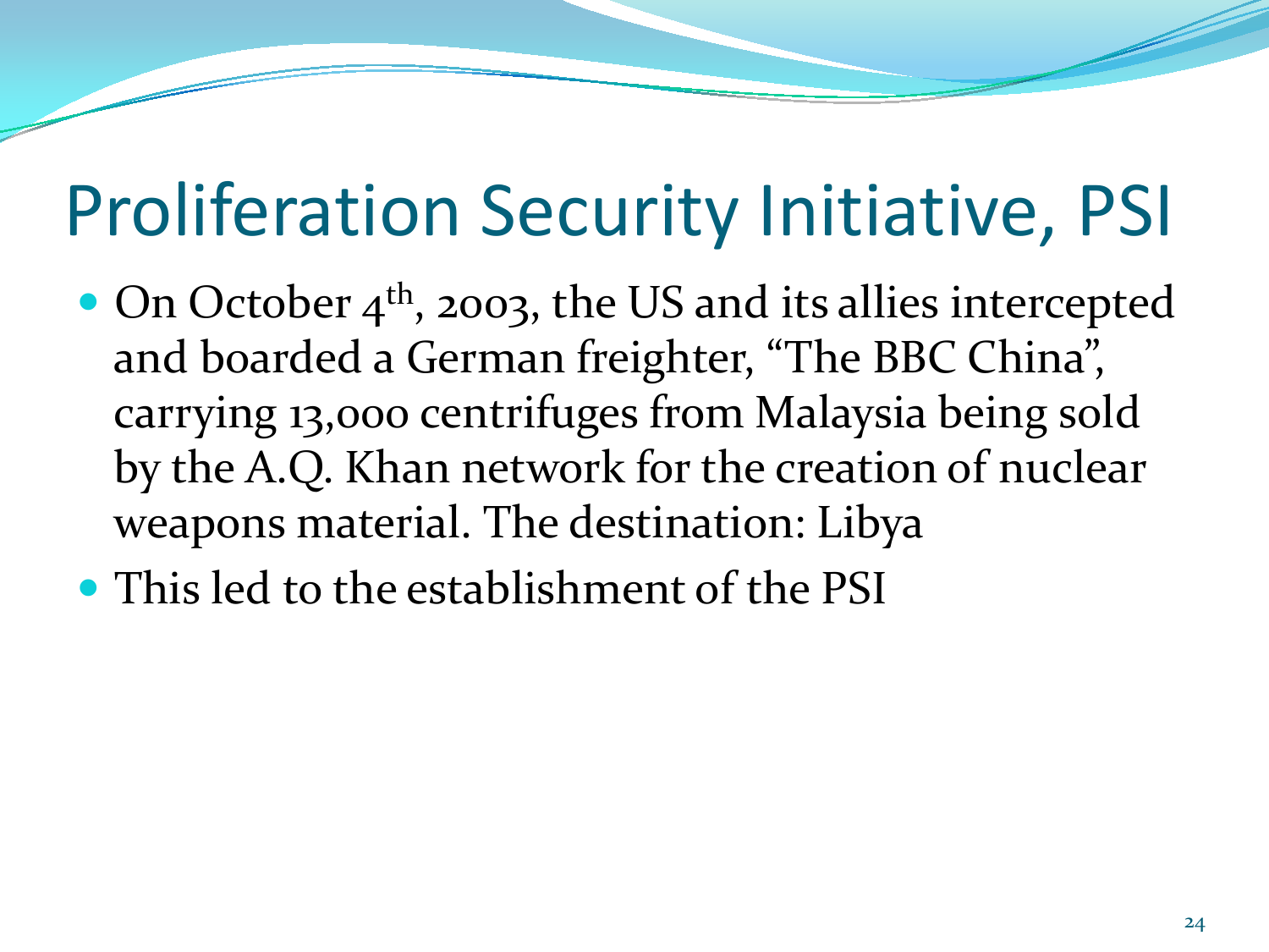# Proliferation Security Initiative, PSI

- On October $4^{th}$, 2003, the US and its allies intercepted and boarded a German freighter, "The BBC China", carrying 13,000 centrifuges from Malaysia being sold by the A.Q. Khan network for the creation of nuclear weapons material. The destination: Libya
- This led to the establishment of the PSI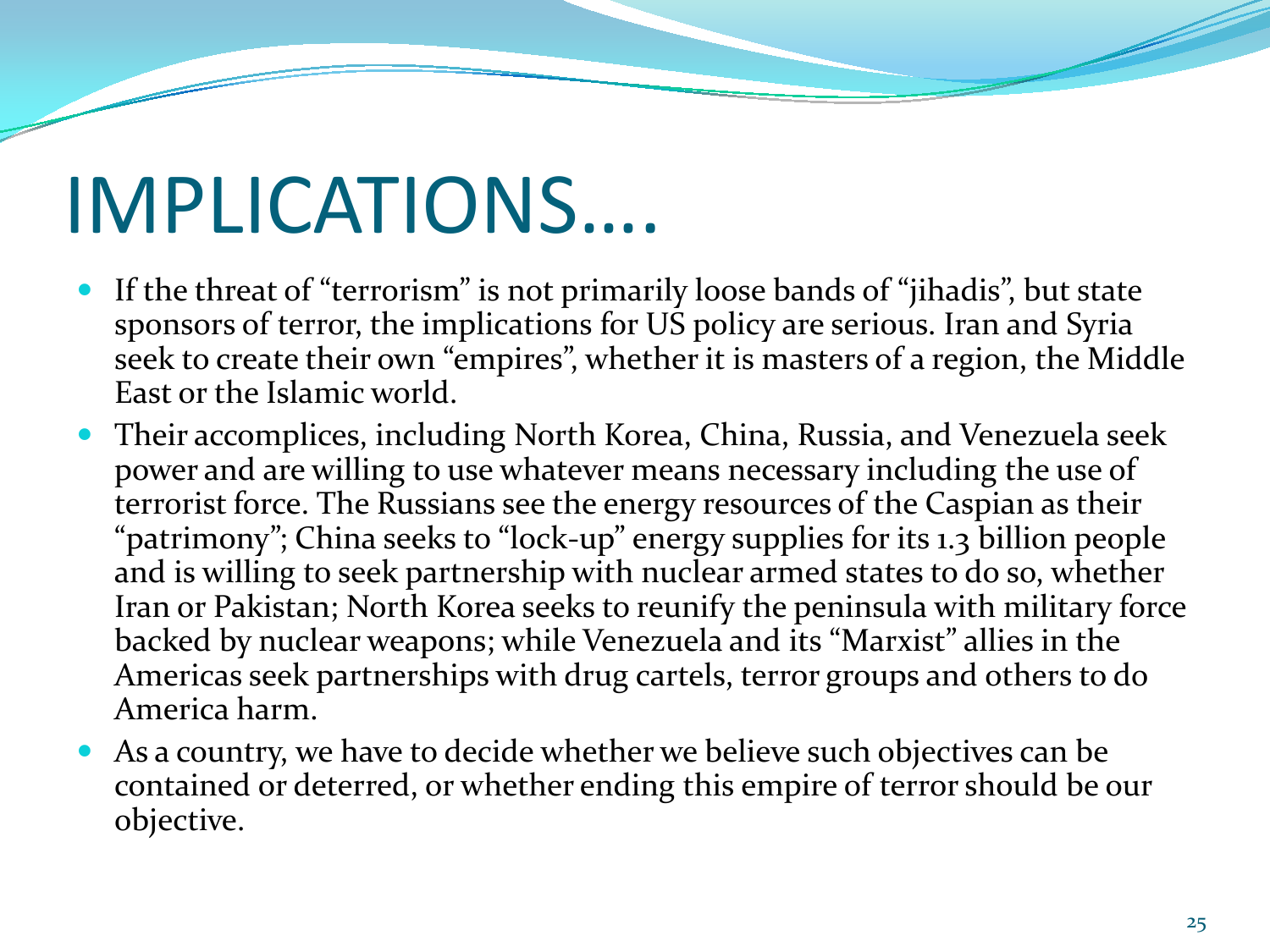# IMPLICATIONS….

- If the threat of "terrorism" is not primarily loose bands of "jihadis", but state sponsors of terror, the implications for US policy are serious. Iran and Syria seek to create their own "empires", whether it is masters of a region, the Middle East or the Islamic world.
- Their accomplices, including North Korea, China, Russia, and Venezuela seek power and are willing to use whatever means necessary including the use of terrorist force. The Russians see the energy resources of the Caspian as their "patrimony"; China seeks to "lock-up" energy supplies for its 1.3 billion people and is willing to seek partnership with nuclear armed states to do so, whether Iran or Pakistan; North Korea seeks to reunify the peninsula with military force backed by nuclear weapons; while Venezuela and its "Marxist" allies in the Americas seek partnerships with drug cartels, terror groups and others to do America harm.
- As a country, we have to decide whether we believe such objectives can be contained or deterred, or whether ending this empire of terror should be our objective.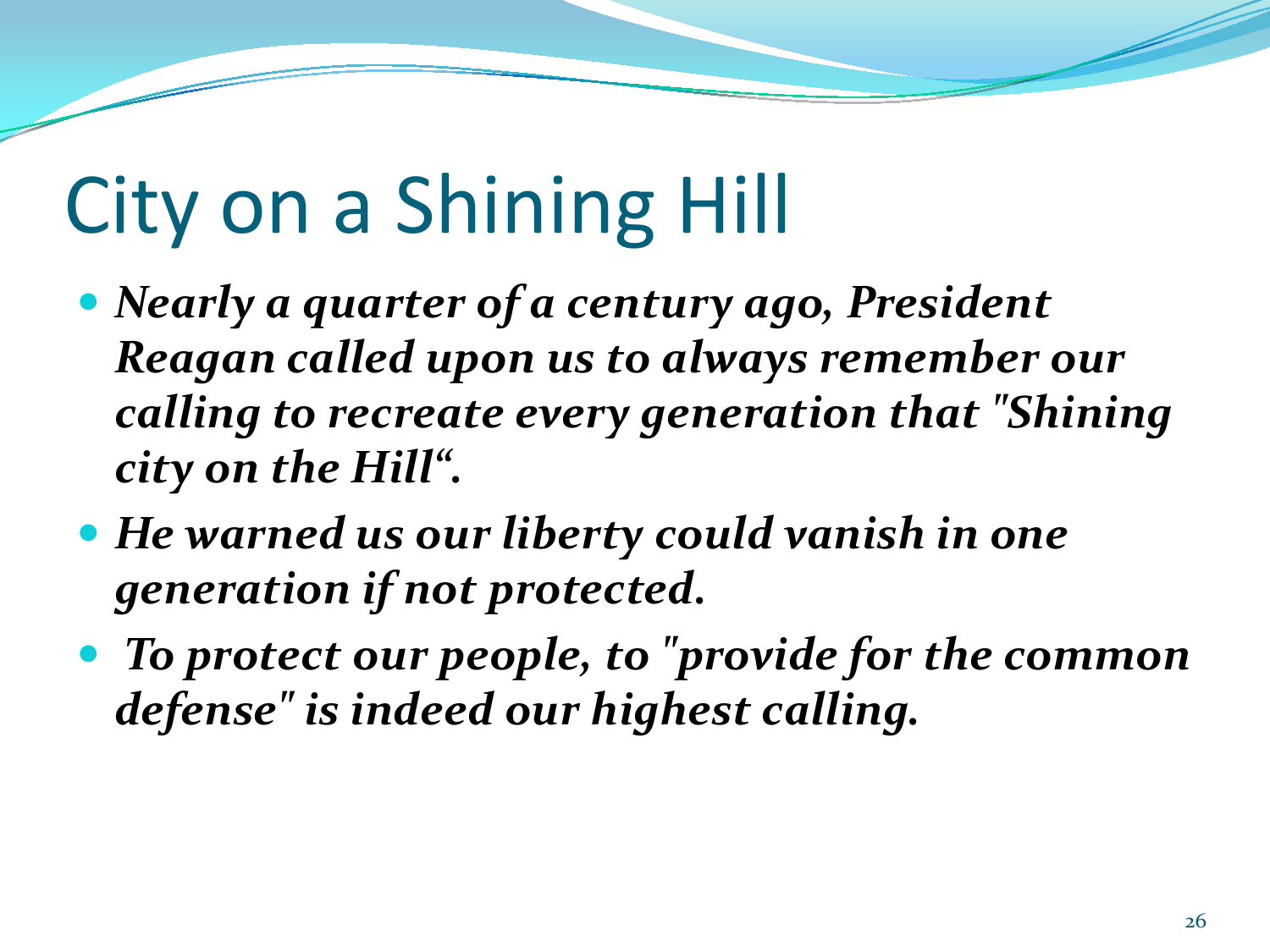# City on a Shining Hill

- ***Nearly a quarter of a century ago, President Reagan called upon us to always remember our calling to recreate every generation that "Shining city on the Hill“.***
- ***He warned us our liberty could vanish in one generation if not protected.***
- ***To protect our people, to "provide for the common defense" is indeed our highest calling.***